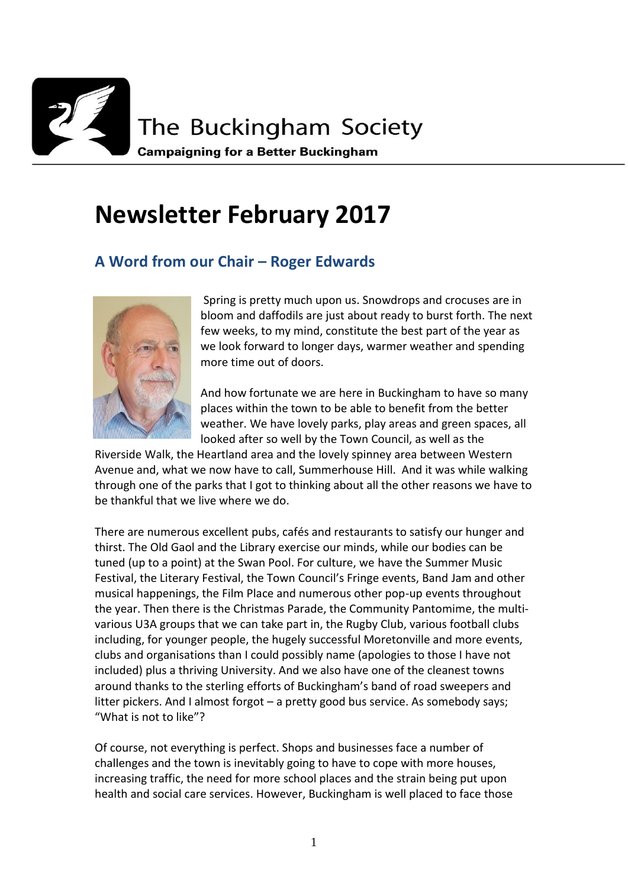The Buckingham Society

**Campaigning for a Better Buckingham**

# Newsletter February 2017

## A Word from our Chair – Roger Edwards

Spring is pretty much upon us. Snowdrops and crocuses are in bloom and daffodils are just about ready to burst forth. The next few weeks, to my mind, constitute the best part of the year as we look forward to longer days, warmer weather and spending more time out of doors.

And how fortunate we are here in Buckingham to have so many places within the town to be able to benefit from the better weather. We have lovely parks, play areas and green spaces, all looked after so well by the Town Council, as well as the Riverside Walk, the Heartland area and the lovely spinney area between Western Avenue and, what we now have to call, Summerhouse Hill. And it was while walking through one of the parks that I got to thinking about all the other reasons we have to be thankful that we live where we do.

There are numerous excellent pubs, cafés and restaurants to satisfy our hunger and thirst. The Old Gaol and the Library exercise our minds, while our bodies can be tuned (up to a point) at the Swan Pool. For culture, we have the Summer Music Festival, the Literary Festival, the Town Council's Fringe events, Band Jam and other musical happenings, the Film Place and numerous other pop-up events throughout the year. Then there is the Christmas Parade, the Community Pantomime, the multi-various U3A groups that we can take part in, the Rugby Club, various football clubs including, for younger people, the hugely successful Moretonville and more events, clubs and organisations than I could possibly name (apologies to those I have not included) plus a thriving University. And we also have one of the cleanest towns around thanks to the sterling efforts of Buckingham's band of road sweepers and litter pickers. And I almost forgot – a pretty good bus service. As somebody says; "What is not to like"?

Of course, not everything is perfect. Shops and businesses face a number of challenges and the town is inevitably going to have to cope with more houses, increasing traffic, the need for more school places and the strain being put upon health and social care services. However, Buckingham is well placed to face those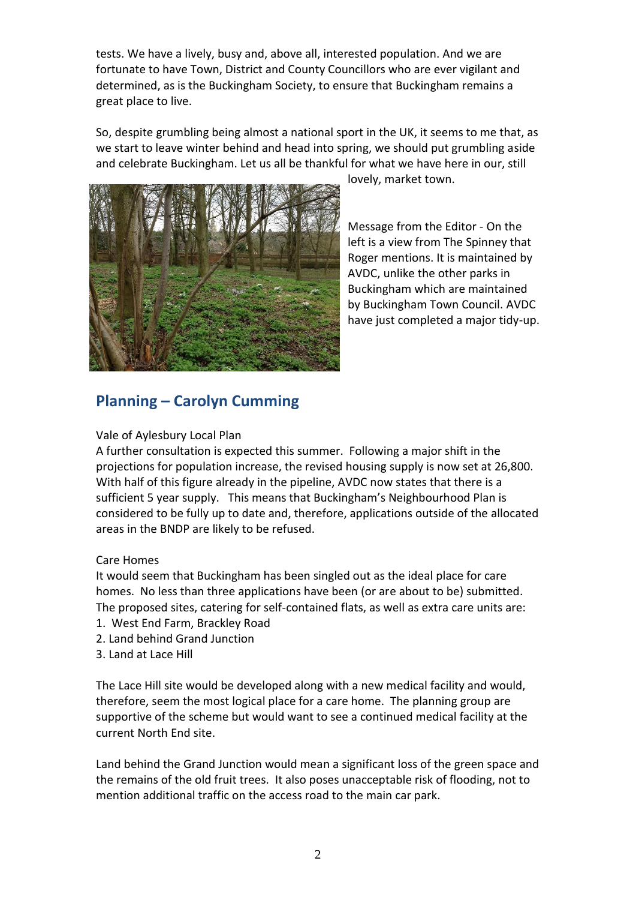tests. We have a lively, busy and, above all, interested population. And we are fortunate to have Town, District and County Councillors who are ever vigilant and determined, as is the Buckingham Society, to ensure that Buckingham remains a great place to live.

So, despite grumbling being almost a national sport in the UK, it seems to me that, as we start to leave winter behind and head into spring, we should put grumbling aside and celebrate Buckingham. Let us all be thankful for what we have here in our, still lovely, market town.

Message from the Editor - On the left is a view from The Spinney that Roger mentions. It is maintained by AVDC, unlike the other parks in Buckingham which are maintained by Buckingham Town Council. AVDC have just completed a major tidy-up.

## Planning – Carolyn Cumming

Vale of Aylesbury Local Plan

A further consultation is expected this summer. Following a major shift in the projections for population increase, the revised housing supply is now set at 26,800. With half of this figure already in the pipeline, AVDC now states that there is a sufficient 5 year supply. This means that Buckingham's Neighbourhood Plan is considered to be fully up to date and, therefore, applications outside of the allocated areas in the BNDP are likely to be refused.

Care Homes

It would seem that Buckingham has been singled out as the ideal place for care homes. No less than three applications have been (or are about to be) submitted. The proposed sites, catering for self-contained flats, as well as extra care units are:

1. West End Farm, Brackley Road
2. Land behind Grand Junction
3. Land at Lace Hill

The Lace Hill site would be developed along with a new medical facility and would, therefore, seem the most logical place for a care home. The planning group are supportive of the scheme but would want to see a continued medical facility at the current North End site.

Land behind the Grand Junction would mean a significant loss of the green space and the remains of the old fruit trees. It also poses unacceptable risk of flooding, not to mention additional traffic on the access road to the main car park.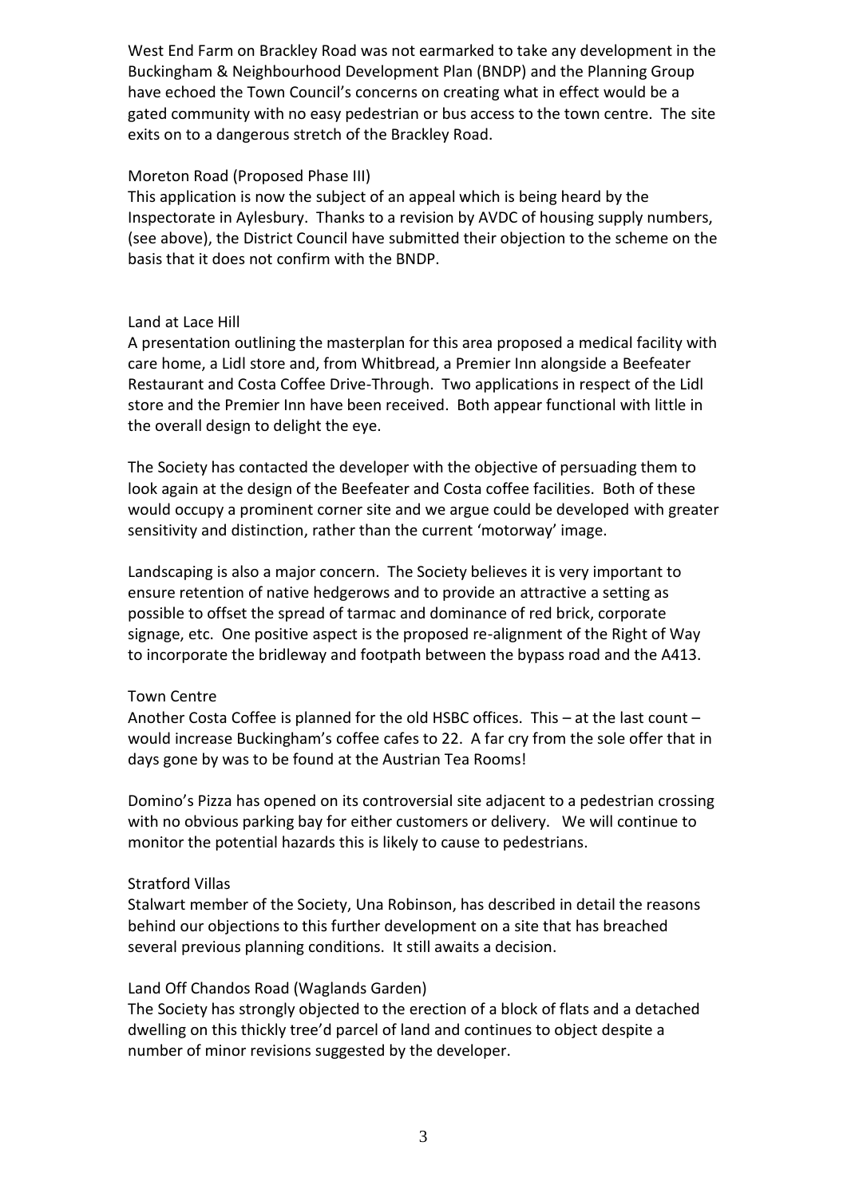West End Farm on Brackley Road was not earmarked to take any development in the Buckingham & Neighbourhood Development Plan (BNDP) and the Planning Group have echoed the Town Council's concerns on creating what in effect would be a gated community with no easy pedestrian or bus access to the town centre. The site exits on to a dangerous stretch of the Brackley Road.

### Moreton Road (Proposed Phase III)

This application is now the subject of an appeal which is being heard by the Inspectorate in Aylesbury. Thanks to a revision by AVDC of housing supply numbers, (see above), the District Council have submitted their objection to the scheme on the basis that it does not confirm with the BNDP.

### Land at Lace Hill

A presentation outlining the masterplan for this area proposed a medical facility with care home, a Lidl store and, from Whitbread, a Premier Inn alongside a Beefeater Restaurant and Costa Coffee Drive-Through. Two applications in respect of the Lidl store and the Premier Inn have been received. Both appear functional with little in the overall design to delight the eye.

The Society has contacted the developer with the objective of persuading them to look again at the design of the Beefeater and Costa coffee facilities. Both of these would occupy a prominent corner site and we argue could be developed with greater sensitivity and distinction, rather than the current 'motorway' image.

Landscaping is also a major concern. The Society believes it is very important to ensure retention of native hedgerows and to provide an attractive a setting as possible to offset the spread of tarmac and dominance of red brick, corporate signage, etc. One positive aspect is the proposed re-alignment of the Right of Way to incorporate the bridleway and footpath between the bypass road and the A413.

### Town Centre

Another Costa Coffee is planned for the old HSBC offices. This – at the last count – would increase Buckingham's coffee cafes to 22. A far cry from the sole offer that in days gone by was to be found at the Austrian Tea Rooms!

Domino's Pizza has opened on its controversial site adjacent to a pedestrian crossing with no obvious parking bay for either customers or delivery. We will continue to monitor the potential hazards this is likely to cause to pedestrians.

### Stratford Villas

Stalwart member of the Society, Una Robinson, has described in detail the reasons behind our objections to this further development on a site that has breached several previous planning conditions. It still awaits a decision.

### Land Off Chandos Road (Waglands Garden)

The Society has strongly objected to the erection of a block of flats and a detached dwelling on this thickly tree'd parcel of land and continues to object despite a number of minor revisions suggested by the developer.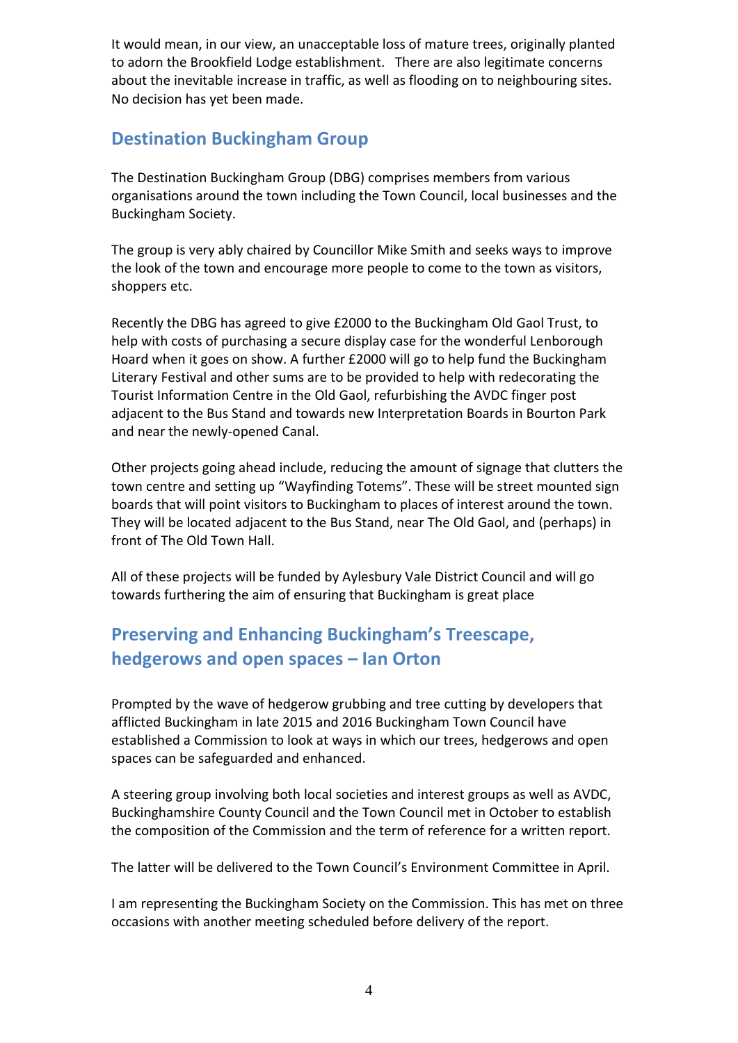It would mean, in our view, an unacceptable loss of mature trees, originally planted to adorn the Brookfield Lodge establishment. There are also legitimate concerns about the inevitable increase in traffic, as well as flooding on to neighbouring sites. No decision has yet been made.

## Destination Buckingham Group

The Destination Buckingham Group (DBG) comprises members from various organisations around the town including the Town Council, local businesses and the Buckingham Society.

The group is very ably chaired by Councillor Mike Smith and seeks ways to improve the look of the town and encourage more people to come to the town as visitors, shoppers etc.

Recently the DBG has agreed to give £2000 to the Buckingham Old Gaol Trust, to help with costs of purchasing a secure display case for the wonderful Lenborough Hoard when it goes on show. A further £2000 will go to help fund the Buckingham Literary Festival and other sums are to be provided to help with redecorating the Tourist Information Centre in the Old Gaol, refurbishing the AVDC finger post adjacent to the Bus Stand and towards new Interpretation Boards in Bourton Park and near the newly-opened Canal.

Other projects going ahead include, reducing the amount of signage that clutters the town centre and setting up "Wayfinding Totems". These will be street mounted sign boards that will point visitors to Buckingham to places of interest around the town. They will be located adjacent to the Bus Stand, near The Old Gaol, and (perhaps) in front of The Old Town Hall.

All of these projects will be funded by Aylesbury Vale District Council and will go towards furthering the aim of ensuring that Buckingham is great place

## Preserving and Enhancing Buckingham's Treescape, hedgerows and open spaces – Ian Orton

Prompted by the wave of hedgerow grubbing and tree cutting by developers that afflicted Buckingham in late 2015 and 2016 Buckingham Town Council have established a Commission to look at ways in which our trees, hedgerows and open spaces can be safeguarded and enhanced.

A steering group involving both local societies and interest groups as well as AVDC, Buckinghamshire County Council and the Town Council met in October to establish the composition of the Commission and the term of reference for a written report.

The latter will be delivered to the Town Council's Environment Committee in April.

I am representing the Buckingham Society on the Commission. This has met on three occasions with another meeting scheduled before delivery of the report.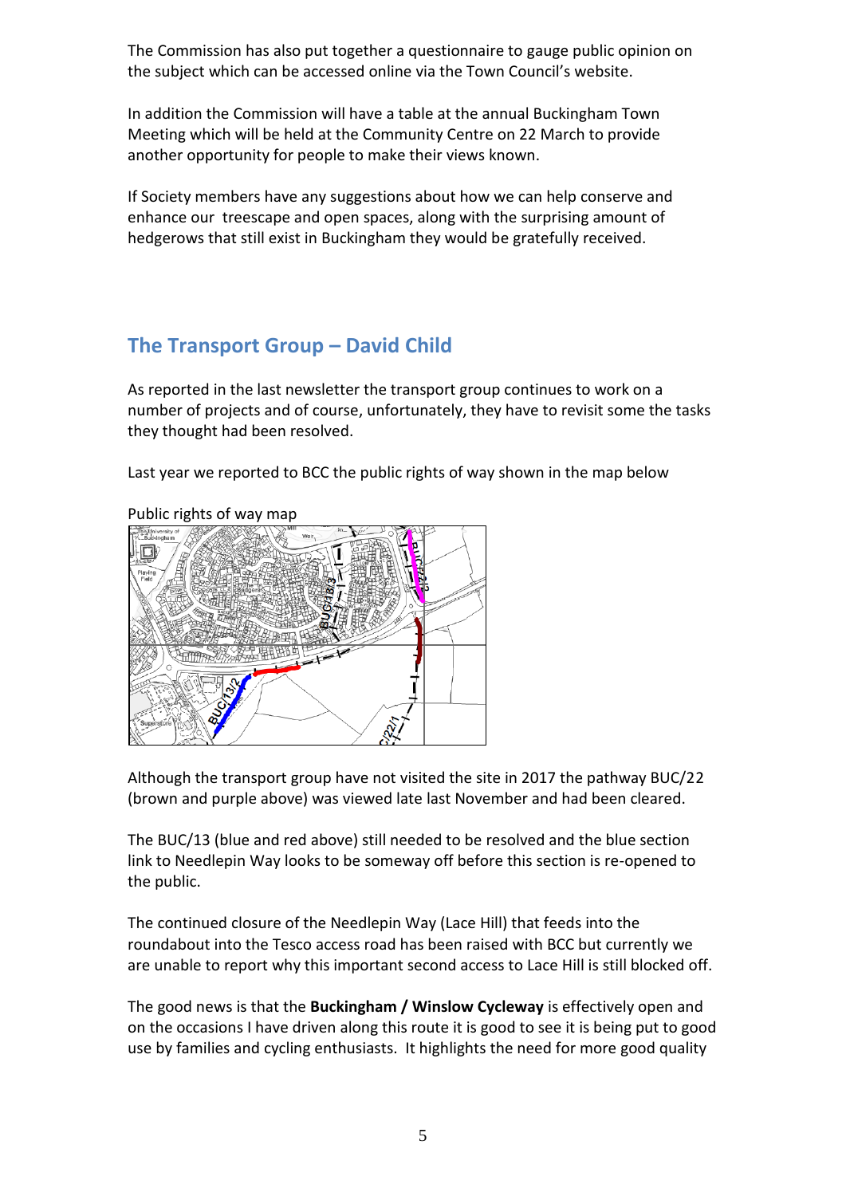The Commission has also put together a questionnaire to gauge public opinion on the subject which can be accessed online via the Town Council's website.

In addition the Commission will have a table at the annual Buckingham Town Meeting which will be held at the Community Centre on 22 March to provide another opportunity for people to make their views known.

If Society members have any suggestions about how we can help conserve and enhance our treescape and open spaces, along with the surprising amount of hedgerows that still exist in Buckingham they would be gratefully received.

## The Transport Group – David Child

As reported in the last newsletter the transport group continues to work on a number of projects and of course, unfortunately, they have to revisit some the tasks they thought had been resolved.

Last year we reported to BCC the public rights of way shown in the map below

Public rights of way map

Although the transport group have not visited the site in 2017 the pathway BUC/22 (brown and purple above) was viewed late last November and had been cleared.

The BUC/13 (blue and red above) still needed to be resolved and the blue section link to Needlepin Way looks to be someway off before this section is re-opened to the public.

The continued closure of the Needlepin Way (Lace Hill) that feeds into the roundabout into the Tesco access road has been raised with BCC but currently we are unable to report why this important second access to Lace Hill is still blocked off.

The good news is that the **Buckingham / Winslow Cycleway** is effectively open and on the occasions I have driven along this route it is good to see it is being put to good use by families and cycling enthusiasts. It highlights the need for more good quality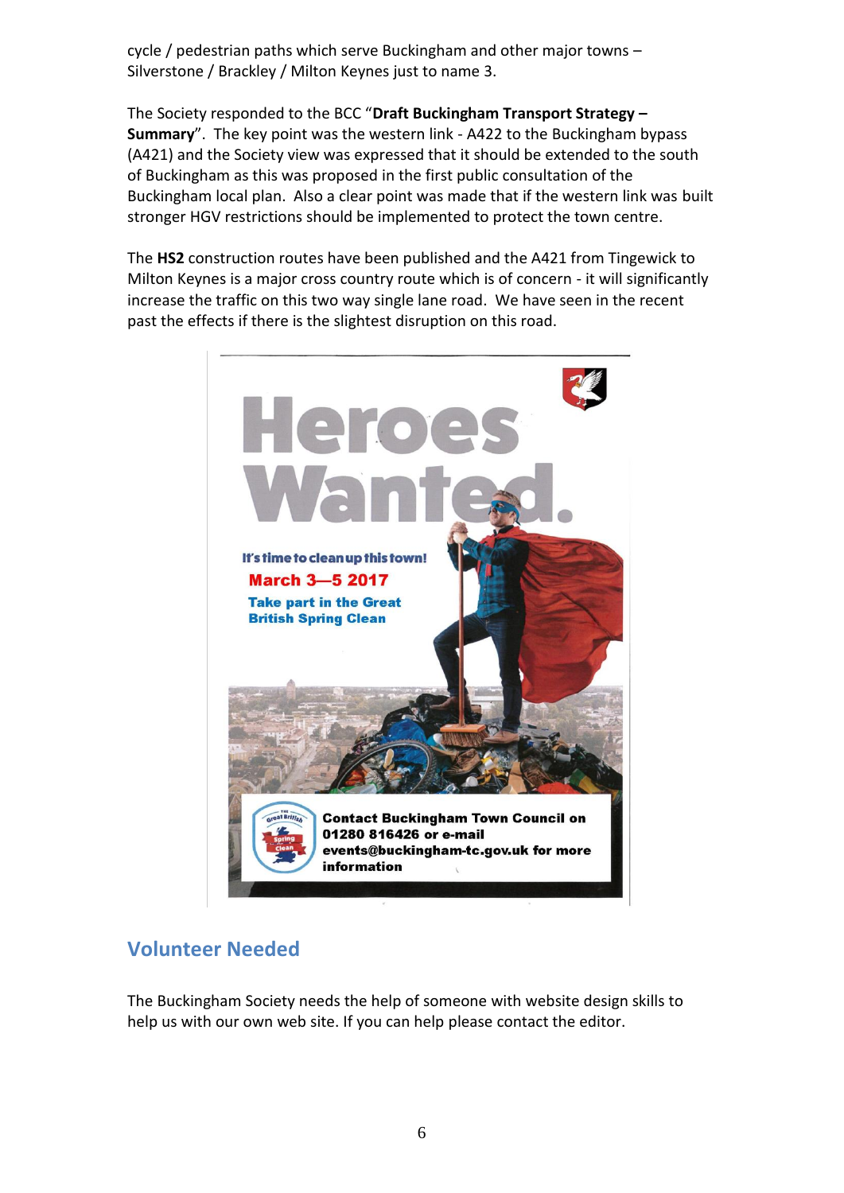cycle / pedestrian paths which serve Buckingham and other major towns – Silverstone / Brackley / Milton Keynes just to name 3.

The Society responded to the BCC "**Draft Buckingham Transport Strategy – Summary**". The key point was the western link - A422 to the Buckingham bypass (A421) and the Society view was expressed that it should be extended to the south of Buckingham as this was proposed in the first public consultation of the Buckingham local plan. Also a clear point was made that if the western link was built stronger HGV restrictions should be implemented to protect the town centre.

The **HS2** construction routes have been published and the A421 from Tingewick to Milton Keynes is a major cross country route which is of concern - it will significantly increase the traffic on this two way single lane road. We have seen in the recent past the effects if there is the slightest disruption on this road.

**Heroes Wanted.**

**It's time to clean up this town!**

**March 3—5 2017**

**Take part in the Great British Spring Clean**

**Contact Buckingham Town Council on 01280 816426 or e-mail events@buckingham-tc.gov.uk for more information**

## Volunteer Needed

The Buckingham Society needs the help of someone with website design skills to help us with our own web site. If you can help please contact the editor.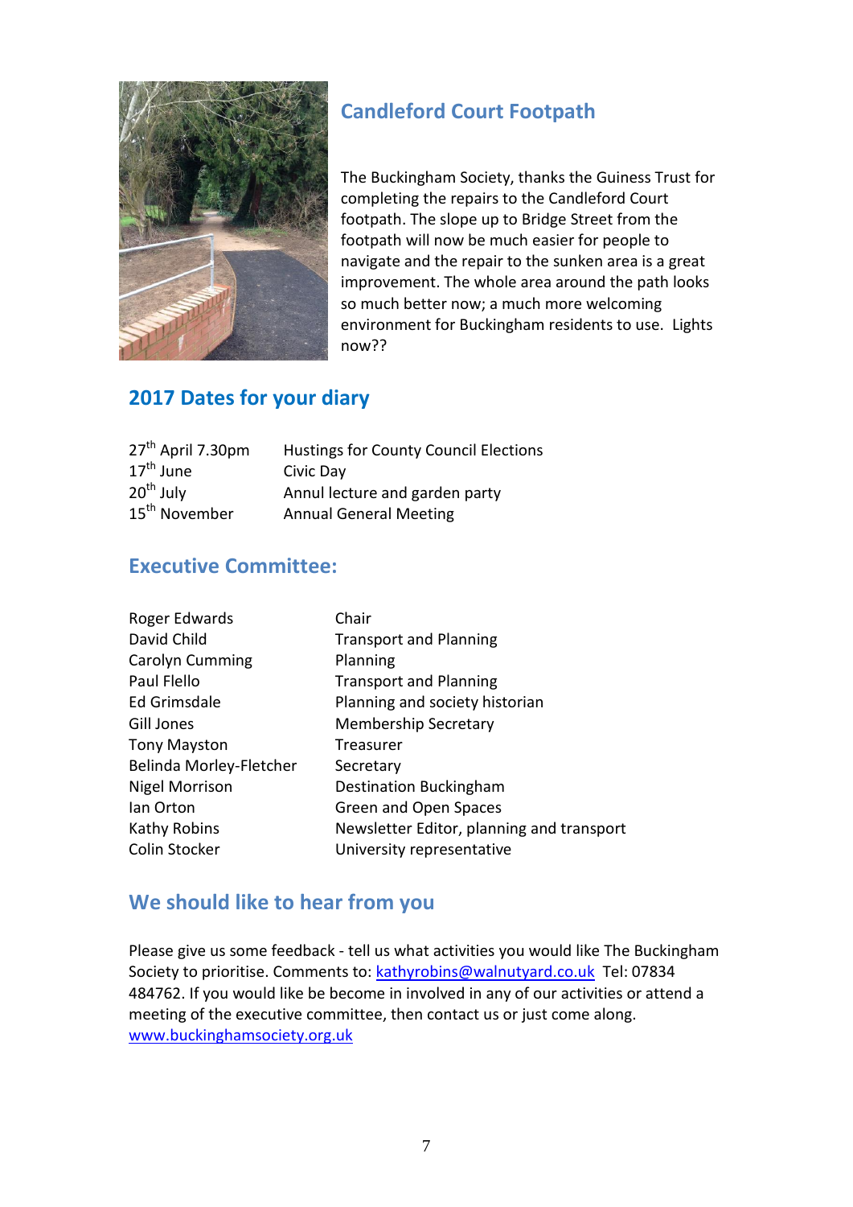## Candleford Court Footpath

The Buckingham Society, thanks the Guiness Trust for completing the repairs to the Candleford Court footpath. The slope up to Bridge Street from the footpath will now be much easier for people to navigate and the repair to the sunken area is a great improvement. The whole area around the path looks so much better now; a much more welcoming environment for Buckingham residents to use. Lights now??

## 2017 Dates for your diary

| | |
|---|---|
| 27th April 7.30pm | Hustings for County Council Elections |
| 17th June | Civic Day |
| 20th July | Annul lecture and garden party |
| 15th November | Annual General Meeting |

## Executive Committee:

| | |
|---|---|
| Roger Edwards | Chair |
| David Child | Transport and Planning |
| Carolyn Cumming | Planning |
| Paul Flello | Transport and Planning |
| Ed Grimsdale | Planning and society historian |
| Gill Jones | Membership Secretary |
| Tony Mayston | Treasurer |
| Belinda Morley-Fletcher | Secretary |
| Nigel Morrison | Destination Buckingham |
| Ian Orton | Green and Open Spaces |
| Kathy Robins | Newsletter Editor, planning and transport |
| Colin Stocker | University representative |

## We should like to hear from you

Please give us some feedback - tell us what activities you would like The Buckingham Society to prioritise. Comments to: kathyrobins@walnutyard.co.uk Tel: 07834 484762. If you would like be become in involved in any of our activities or attend a meeting of the executive committee, then contact us or just come along. www.buckinghamsociety.org.uk